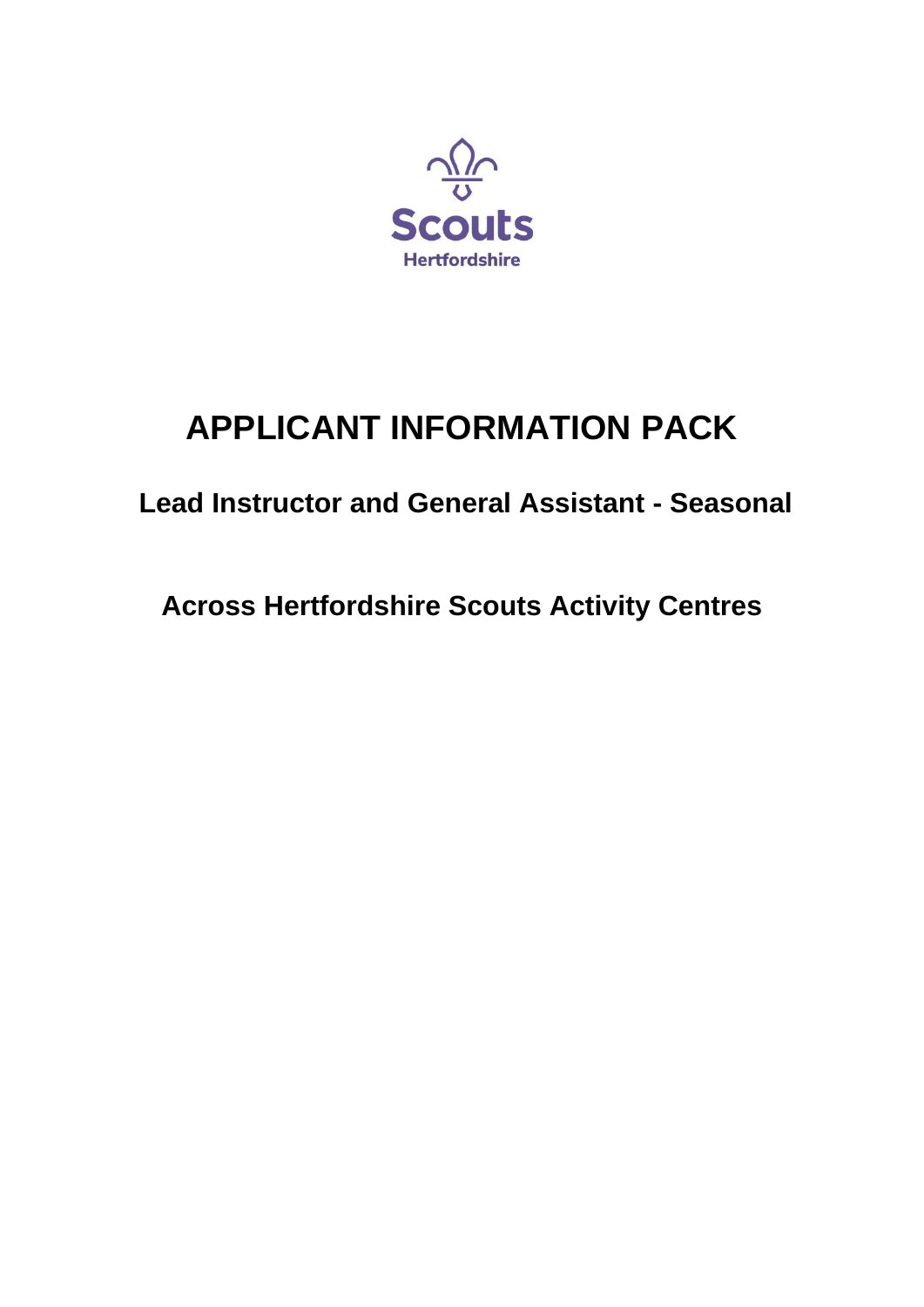Scouts
Hertfordshire

# APPLICANT INFORMATION PACK

## Lead Instructor and General Assistant - Seasonal

## Across Hertfordshire Scouts Activity Centres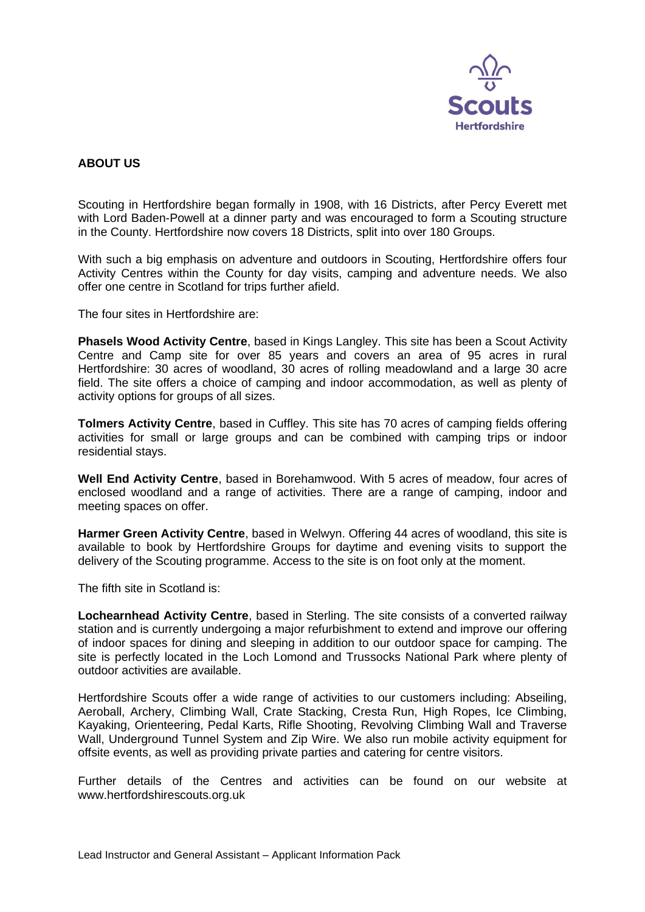## ABOUT US

Scouting in Hertfordshire began formally in 1908, with 16 Districts, after Percy Everett met with Lord Baden-Powell at a dinner party and was encouraged to form a Scouting structure in the County. Hertfordshire now covers 18 Districts, split into over 180 Groups.

With such a big emphasis on adventure and outdoors in Scouting, Hertfordshire offers four Activity Centres within the County for day visits, camping and adventure needs. We also offer one centre in Scotland for trips further afield.

The four sites in Hertfordshire are:

**Phasels Wood Activity Centre**, based in Kings Langley. This site has been a Scout Activity Centre and Camp site for over 85 years and covers an area of 95 acres in rural Hertfordshire: 30 acres of woodland, 30 acres of rolling meadowland and a large 30 acre field. The site offers a choice of camping and indoor accommodation, as well as plenty of activity options for groups of all sizes.

**Tolmers Activity Centre**, based in Cuffley. This site has 70 acres of camping fields offering activities for small or large groups and can be combined with camping trips or indoor residential stays.

**Well End Activity Centre**, based in Borehamwood. With 5 acres of meadow, four acres of enclosed woodland and a range of activities. There are a range of camping, indoor and meeting spaces on offer.

**Harmer Green Activity Centre**, based in Welwyn. Offering 44 acres of woodland, this site is available to book by Hertfordshire Groups for daytime and evening visits to support the delivery of the Scouting programme. Access to the site is on foot only at the moment.

The fifth site in Scotland is:

**Lochearnhead Activity Centre**, based in Sterling. The site consists of a converted railway station and is currently undergoing a major refurbishment to extend and improve our offering of indoor spaces for dining and sleeping in addition to our outdoor space for camping. The site is perfectly located in the Loch Lomond and Trussocks National Park where plenty of outdoor activities are available.

Hertfordshire Scouts offer a wide range of activities to our customers including: Abseiling, Aeroball, Archery, Climbing Wall, Crate Stacking, Cresta Run, High Ropes, Ice Climbing, Kayaking, Orienteering, Pedal Karts, Rifle Shooting, Revolving Climbing Wall and Traverse Wall, Underground Tunnel System and Zip Wire. We also run mobile activity equipment for offsite events, as well as providing private parties and catering for centre visitors.

Further details of the Centres and activities can be found on our website at www.hertfordshirescouts.org.uk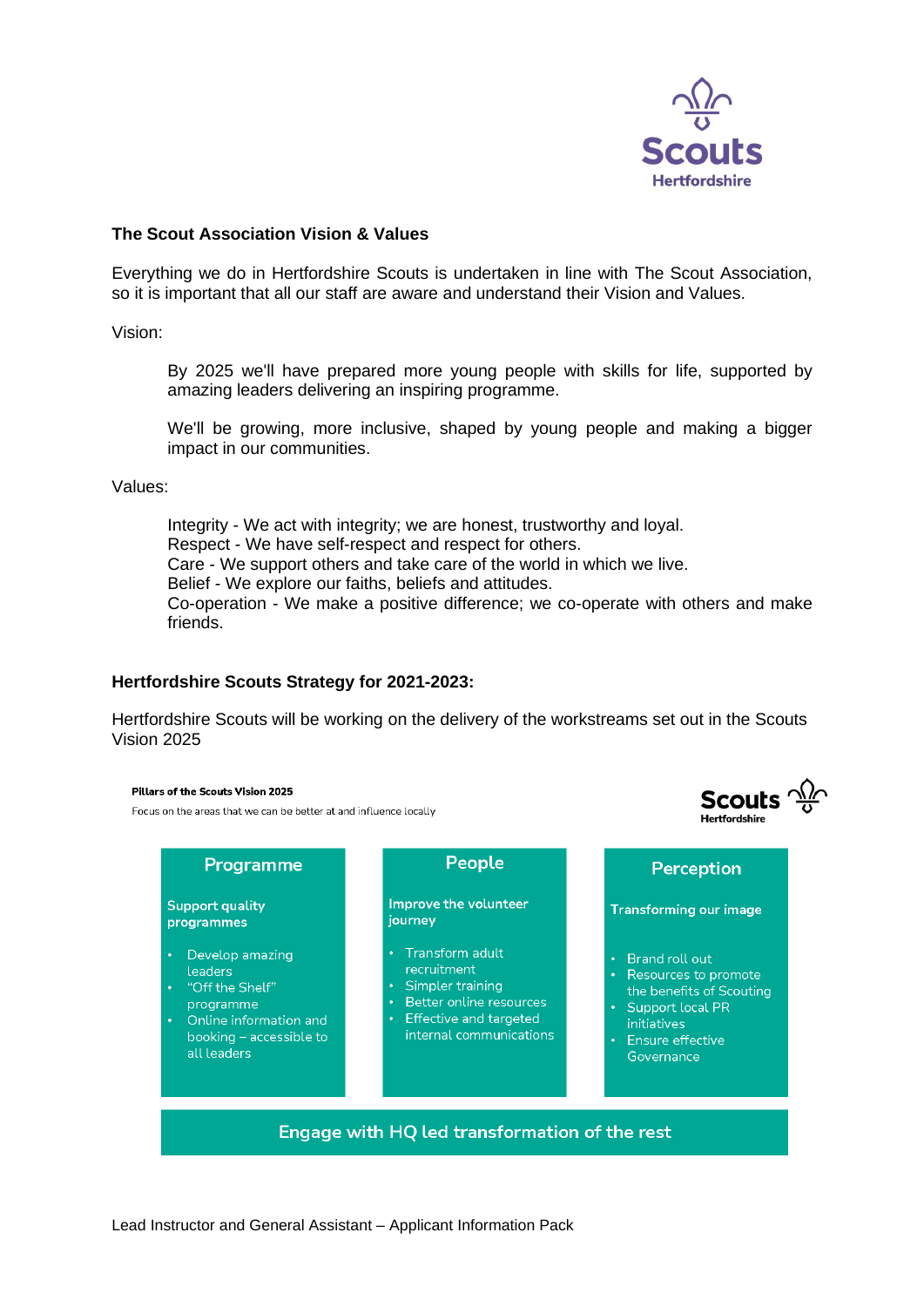## The Scout Association Vision & Values

Everything we do in Hertfordshire Scouts is undertaken in line with The Scout Association, so it is important that all our staff are aware and understand their Vision and Values.

Vision:

> By 2025 we'll have prepared more young people with skills for life, supported by amazing leaders delivering an inspiring programme.
>
> We'll be growing, more inclusive, shaped by young people and making a bigger impact in our communities.

Values:

> Integrity - We act with integrity; we are honest, trustworthy and loyal.
> Respect - We have self-respect and respect for others.
> Care - We support others and take care of the world in which we live.
> Belief - We explore our faiths, beliefs and attitudes.
> Co-operation - We make a positive difference; we co-operate with others and make friends.

## Hertfordshire Scouts Strategy for 2021-2023:

Hertfordshire Scouts will be working on the delivery of the workstreams set out in the Scouts Vision 2025

**Pillars of the Scouts Vision 2025**

Focus on the areas that we can be better at and influence locally

| Programme | People | Perception |
|---|---|---|
| **Support quality programmes** | **Improve the volunteer journey** | **Transforming our image** |
| • Develop amazing leaders<br>• "Off the Shelf" programme<br>• Online information and booking – accessible to all leaders | • Transform adult recruitment<br>• Simpler training<br>• Better online resources<br>• Effective and targeted internal communications | • Brand roll out<br>• Resources to promote the benefits of Scouting<br>• Support local PR initiatives<br>• Ensure effective Governance |

**Engage with HQ led transformation of the rest**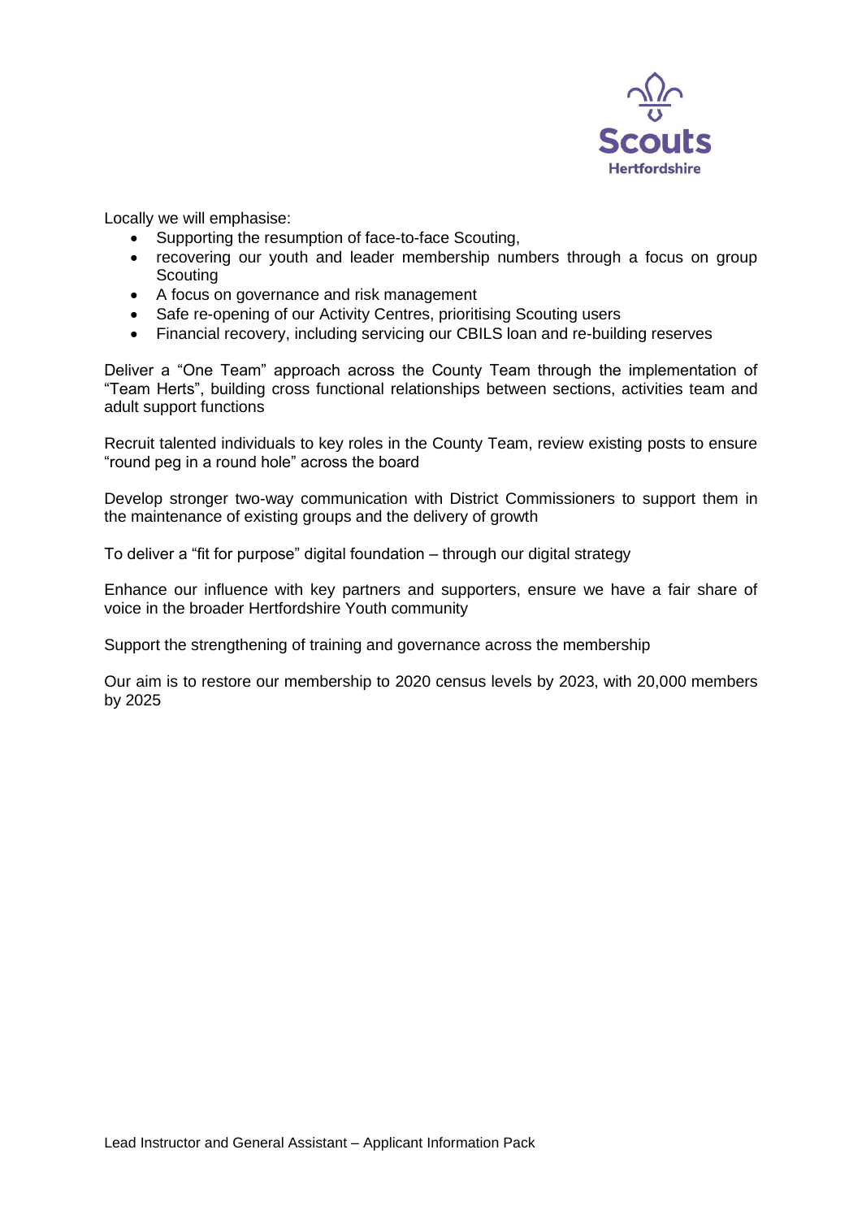Locally we will emphasise:

- Supporting the resumption of face-to-face Scouting,
- recovering our youth and leader membership numbers through a focus on group Scouting
- A focus on governance and risk management
- Safe re-opening of our Activity Centres, prioritising Scouting users
- Financial recovery, including servicing our CBILS loan and re-building reserves

Deliver a "One Team" approach across the County Team through the implementation of "Team Herts", building cross functional relationships between sections, activities team and adult support functions

Recruit talented individuals to key roles in the County Team, review existing posts to ensure "round peg in a round hole" across the board

Develop stronger two-way communication with District Commissioners to support them in the maintenance of existing groups and the delivery of growth

To deliver a "fit for purpose" digital foundation – through our digital strategy

Enhance our influence with key partners and supporters, ensure we have a fair share of voice in the broader Hertfordshire Youth community

Support the strengthening of training and governance across the membership

Our aim is to restore our membership to 2020 census levels by 2023, with 20,000 members by 2025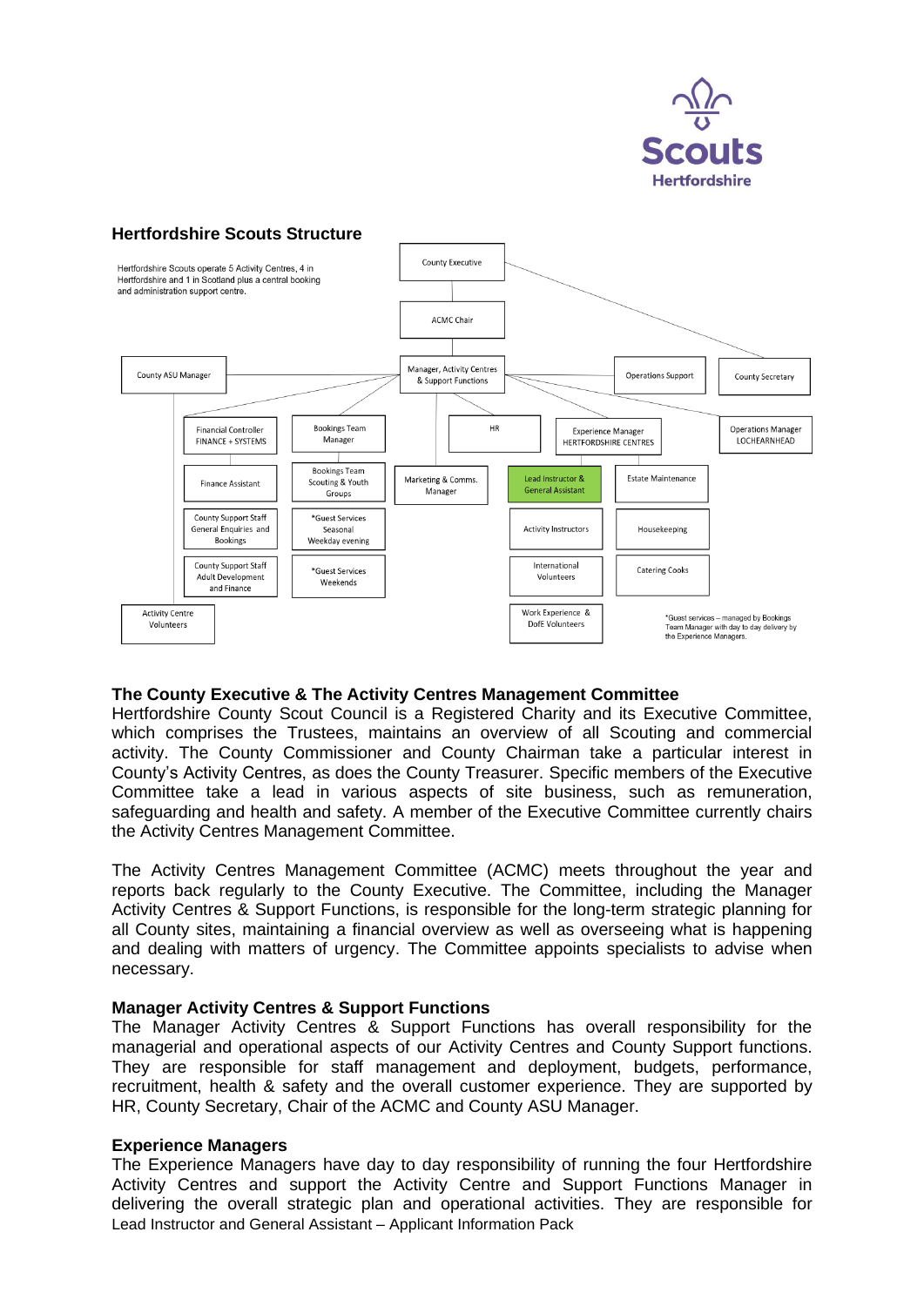## Hertfordshire Scouts Structure

Hertfordshire Scouts operate 5 Activity Centres, 4 in Hertfordshire and 1 in Scotland plus a central booking and administration support centre.

- County Executive
  - ACMC Chair
    - Manager, Activity Centres & Support Functions
      - County ASU Manager
        - Activity Centre Volunteers
      - Operations Support
      - County Secretary
      - Financial Controller FINANCE + SYSTEMS
        - Finance Assistant
        - County Support Staff General Enquiries and Bookings
        - County Support Staff Adult Development and Finance
      - Bookings Team Manager
        - Bookings Team Scouting & Youth Groups
        - *Guest Services Seasonal Weekday evening
        - *Guest Services Weekends
      - Marketing & Comms. Manager
      - HR
      - Experience Manager HERTFORDSHIRE CENTRES
        - Lead Instructor & General Assistant
        - Activity Instructors
        - International Volunteers
        - Work Experience & DofE Volunteers
        - Estate Maintenance
        - Housekeeping
        - Catering Cooks
      - Operations Manager LOCHEARNHEAD

*Guest services – managed by Bookings Team Manager with day to day delivery by the Experience Managers.

### The County Executive & The Activity Centres Management Committee

Hertfordshire County Scout Council is a Registered Charity and its Executive Committee, which comprises the Trustees, maintains an overview of all Scouting and commercial activity. The County Commissioner and County Chairman take a particular interest in County's Activity Centres, as does the County Treasurer. Specific members of the Executive Committee take a lead in various aspects of site business, such as remuneration, safeguarding and health and safety. A member of the Executive Committee currently chairs the Activity Centres Management Committee.

The Activity Centres Management Committee (ACMC) meets throughout the year and reports back regularly to the County Executive. The Committee, including the Manager Activity Centres & Support Functions, is responsible for the long-term strategic planning for all County sites, maintaining a financial overview as well as overseeing what is happening and dealing with matters of urgency. The Committee appoints specialists to advise when necessary.

### Manager Activity Centres & Support Functions

The Manager Activity Centres & Support Functions has overall responsibility for the managerial and operational aspects of our Activity Centres and County Support functions. They are responsible for staff management and deployment, budgets, performance, recruitment, health & safety and the overall customer experience. They are supported by HR, County Secretary, Chair of the ACMC and County ASU Manager.

### Experience Managers

The Experience Managers have day to day responsibility of running the four Hertfordshire Activity Centres and support the Activity Centre and Support Functions Manager in delivering the overall strategic plan and operational activities. They are responsible for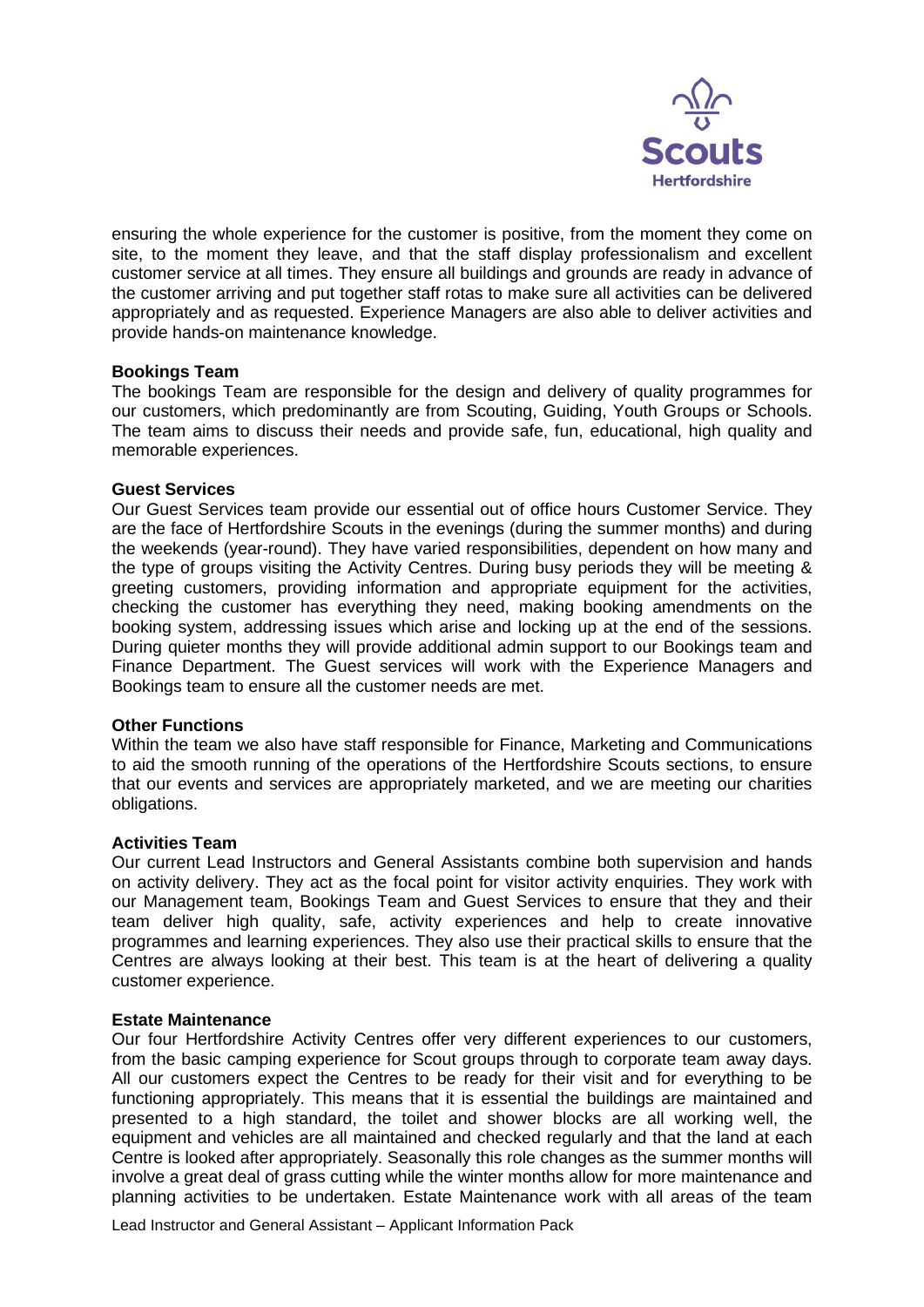ensuring the whole experience for the customer is positive, from the moment they come on site, to the moment they leave, and that the staff display professionalism and excellent customer service at all times. They ensure all buildings and grounds are ready in advance of the customer arriving and put together staff rotas to make sure all activities can be delivered appropriately and as requested. Experience Managers are also able to deliver activities and provide hands-on maintenance knowledge.

**Bookings Team**

The bookings Team are responsible for the design and delivery of quality programmes for our customers, which predominantly are from Scouting, Guiding, Youth Groups or Schools. The team aims to discuss their needs and provide safe, fun, educational, high quality and memorable experiences.

**Guest Services**

Our Guest Services team provide our essential out of office hours Customer Service. They are the face of Hertfordshire Scouts in the evenings (during the summer months) and during the weekends (year-round). They have varied responsibilities, dependent on how many and the type of groups visiting the Activity Centres. During busy periods they will be meeting & greeting customers, providing information and appropriate equipment for the activities, checking the customer has everything they need, making booking amendments on the booking system, addressing issues which arise and locking up at the end of the sessions. During quieter months they will provide additional admin support to our Bookings team and Finance Department. The Guest services will work with the Experience Managers and Bookings team to ensure all the customer needs are met.

**Other Functions**

Within the team we also have staff responsible for Finance, Marketing and Communications to aid the smooth running of the operations of the Hertfordshire Scouts sections, to ensure that our events and services are appropriately marketed, and we are meeting our charities obligations.

**Activities Team**

Our current Lead Instructors and General Assistants combine both supervision and hands on activity delivery. They act as the focal point for visitor activity enquiries. They work with our Management team, Bookings Team and Guest Services to ensure that they and their team deliver high quality, safe, activity experiences and help to create innovative programmes and learning experiences. They also use their practical skills to ensure that the Centres are always looking at their best. This team is at the heart of delivering a quality customer experience.

**Estate Maintenance**

Our four Hertfordshire Activity Centres offer very different experiences to our customers, from the basic camping experience for Scout groups through to corporate team away days. All our customers expect the Centres to be ready for their visit and for everything to be functioning appropriately. This means that it is essential the buildings are maintained and presented to a high standard, the toilet and shower blocks are all working well, the equipment and vehicles are all maintained and checked regularly and that the land at each Centre is looked after appropriately. Seasonally this role changes as the summer months will involve a great deal of grass cutting while the winter months allow for more maintenance and planning activities to be undertaken. Estate Maintenance work with all areas of the team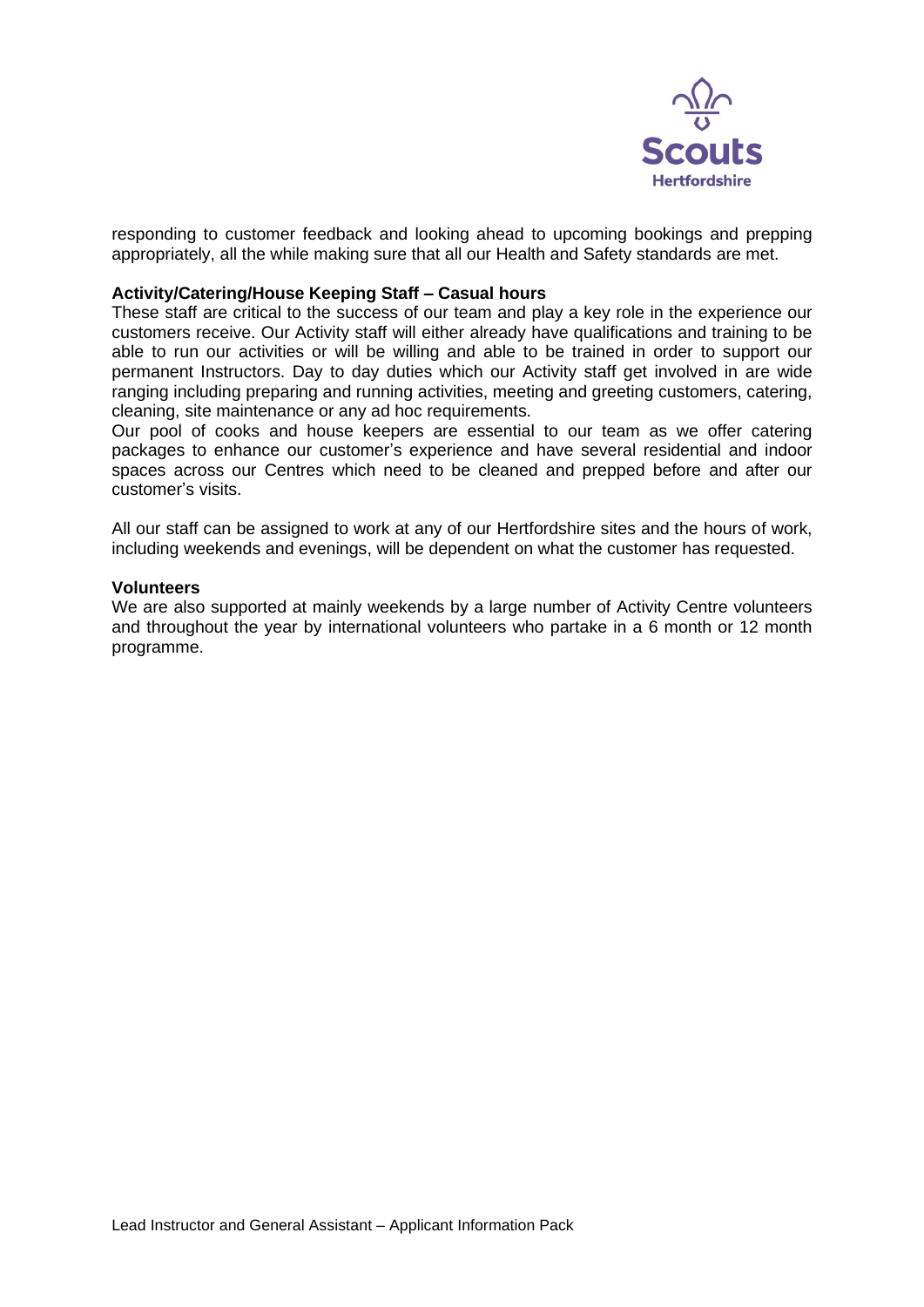responding to customer feedback and looking ahead to upcoming bookings and prepping appropriately, all the while making sure that all our Health and Safety standards are met.

**Activity/Catering/House Keeping Staff – Casual hours**

These staff are critical to the success of our team and play a key role in the experience our customers receive. Our Activity staff will either already have qualifications and training to be able to run our activities or will be willing and able to be trained in order to support our permanent Instructors. Day to day duties which our Activity staff get involved in are wide ranging including preparing and running activities, meeting and greeting customers, catering, cleaning, site maintenance or any ad hoc requirements.

Our pool of cooks and house keepers are essential to our team as we offer catering packages to enhance our customer's experience and have several residential and indoor spaces across our Centres which need to be cleaned and prepped before and after our customer's visits.

All our staff can be assigned to work at any of our Hertfordshire sites and the hours of work, including weekends and evenings, will be dependent on what the customer has requested.

**Volunteers**

We are also supported at mainly weekends by a large number of Activity Centre volunteers and throughout the year by international volunteers who partake in a 6 month or 12 month programme.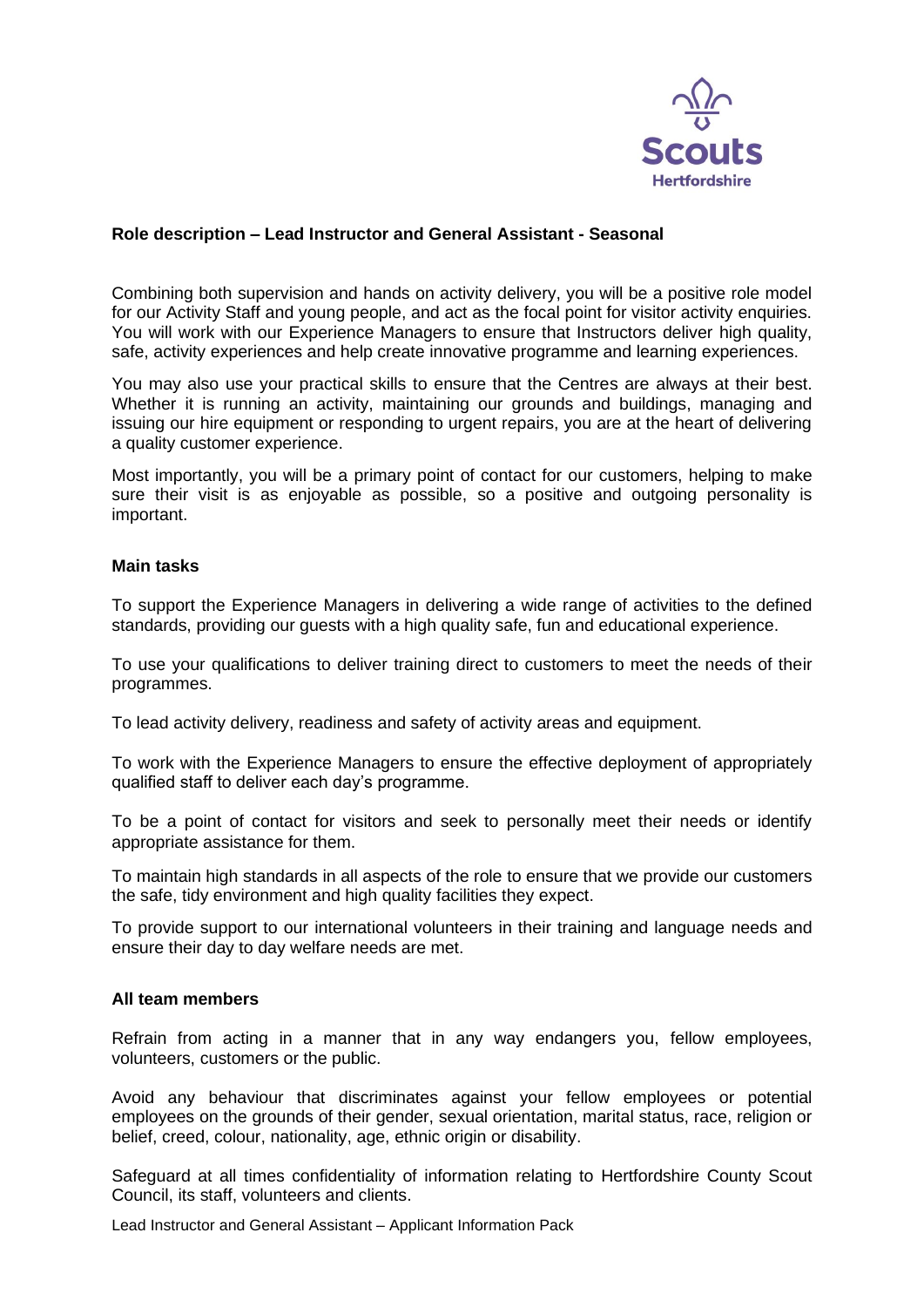## Role description – Lead Instructor and General Assistant - Seasonal

Combining both supervision and hands on activity delivery, you will be a positive role model for our Activity Staff and young people, and act as the focal point for visitor activity enquiries. You will work with our Experience Managers to ensure that Instructors deliver high quality, safe, activity experiences and help create innovative programme and learning experiences.

You may also use your practical skills to ensure that the Centres are always at their best. Whether it is running an activity, maintaining our grounds and buildings, managing and issuing our hire equipment or responding to urgent repairs, you are at the heart of delivering a quality customer experience.

Most importantly, you will be a primary point of contact for our customers, helping to make sure their visit is as enjoyable as possible, so a positive and outgoing personality is important.

### Main tasks

To support the Experience Managers in delivering a wide range of activities to the defined standards, providing our guests with a high quality safe, fun and educational experience.

To use your qualifications to deliver training direct to customers to meet the needs of their programmes.

To lead activity delivery, readiness and safety of activity areas and equipment.

To work with the Experience Managers to ensure the effective deployment of appropriately qualified staff to deliver each day's programme.

To be a point of contact for visitors and seek to personally meet their needs or identify appropriate assistance for them.

To maintain high standards in all aspects of the role to ensure that we provide our customers the safe, tidy environment and high quality facilities they expect.

To provide support to our international volunteers in their training and language needs and ensure their day to day welfare needs are met.

### All team members

Refrain from acting in a manner that in any way endangers you, fellow employees, volunteers, customers or the public.

Avoid any behaviour that discriminates against your fellow employees or potential employees on the grounds of their gender, sexual orientation, marital status, race, religion or belief, creed, colour, nationality, age, ethnic origin or disability.

Safeguard at all times confidentiality of information relating to Hertfordshire County Scout Council, its staff, volunteers and clients.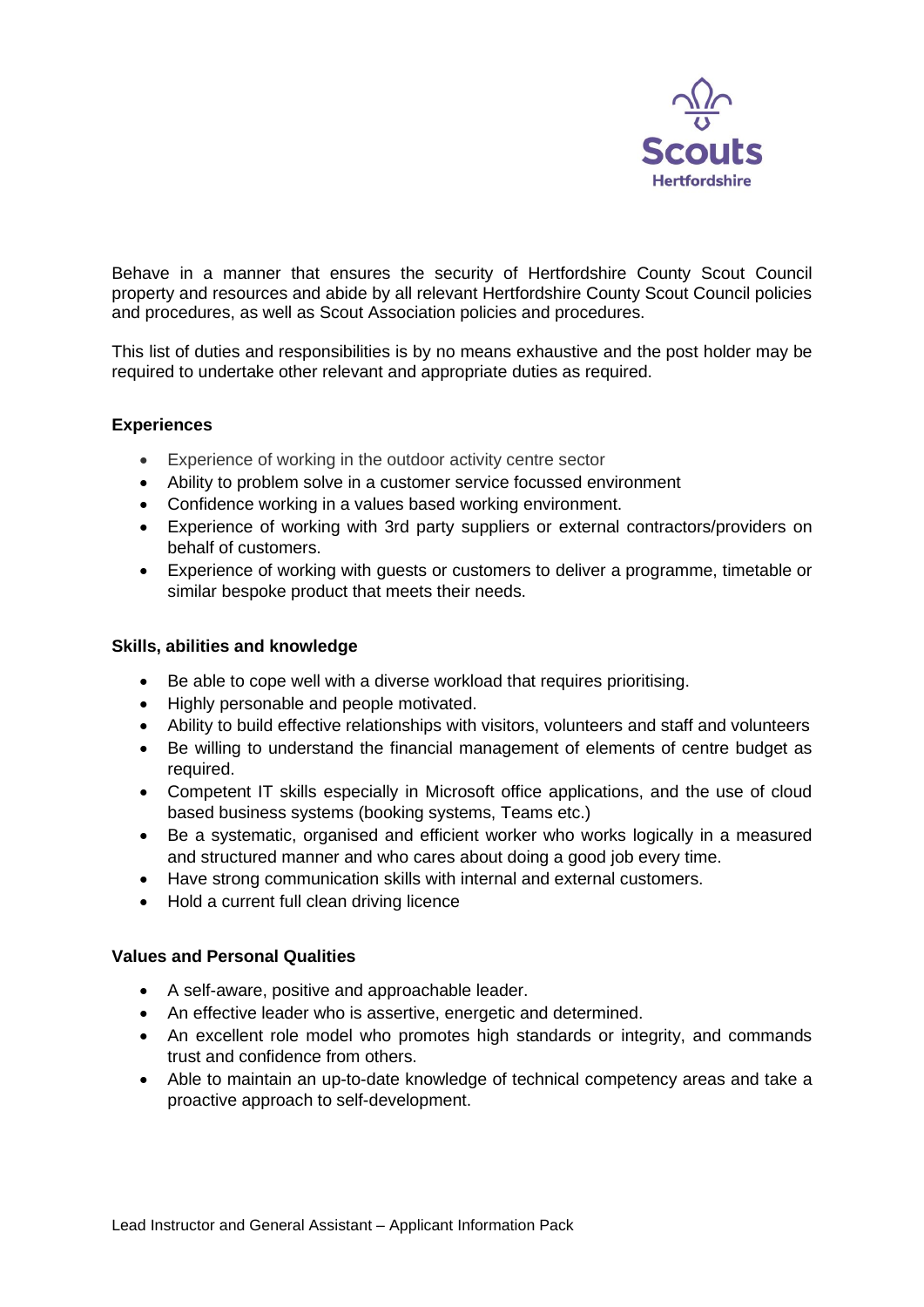Behave in a manner that ensures the security of Hertfordshire County Scout Council property and resources and abide by all relevant Hertfordshire County Scout Council policies and procedures, as well as Scout Association policies and procedures.

This list of duties and responsibilities is by no means exhaustive and the post holder may be required to undertake other relevant and appropriate duties as required.

**Experiences**

- Experience of working in the outdoor activity centre sector
- Ability to problem solve in a customer service focussed environment
- Confidence working in a values based working environment.
- Experience of working with 3rd party suppliers or external contractors/providers on behalf of customers.
- Experience of working with guests or customers to deliver a programme, timetable or similar bespoke product that meets their needs.

**Skills, abilities and knowledge**

- Be able to cope well with a diverse workload that requires prioritising.
- Highly personable and people motivated.
- Ability to build effective relationships with visitors, volunteers and staff and volunteers
- Be willing to understand the financial management of elements of centre budget as required.
- Competent IT skills especially in Microsoft office applications, and the use of cloud based business systems (booking systems, Teams etc.)
- Be a systematic, organised and efficient worker who works logically in a measured and structured manner and who cares about doing a good job every time.
- Have strong communication skills with internal and external customers.
- Hold a current full clean driving licence

**Values and Personal Qualities**

- A self-aware, positive and approachable leader.
- An effective leader who is assertive, energetic and determined.
- An excellent role model who promotes high standards or integrity, and commands trust and confidence from others.
- Able to maintain an up-to-date knowledge of technical competency areas and take a proactive approach to self-development.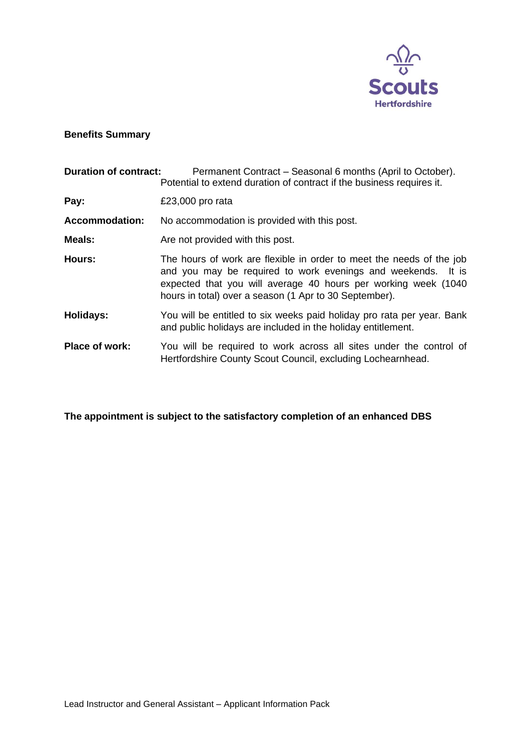Scouts
Hertfordshire

**Benefits Summary**

**Duration of contract:** Permanent Contract – Seasonal 6 months (April to October). Potential to extend duration of contract if the business requires it.

**Pay:** £23,000 pro rata

**Accommodation:** No accommodation is provided with this post.

**Meals:** Are not provided with this post.

**Hours:** The hours of work are flexible in order to meet the needs of the job and you may be required to work evenings and weekends. It is expected that you will average 40 hours per working week (1040 hours in total) over a season (1 Apr to 30 September).

**Holidays:** You will be entitled to six weeks paid holiday pro rata per year. Bank and public holidays are included in the holiday entitlement.

**Place of work:** You will be required to work across all sites under the control of Hertfordshire County Scout Council, excluding Lochearnhead.

**The appointment is subject to the satisfactory completion of an enhanced DBS**